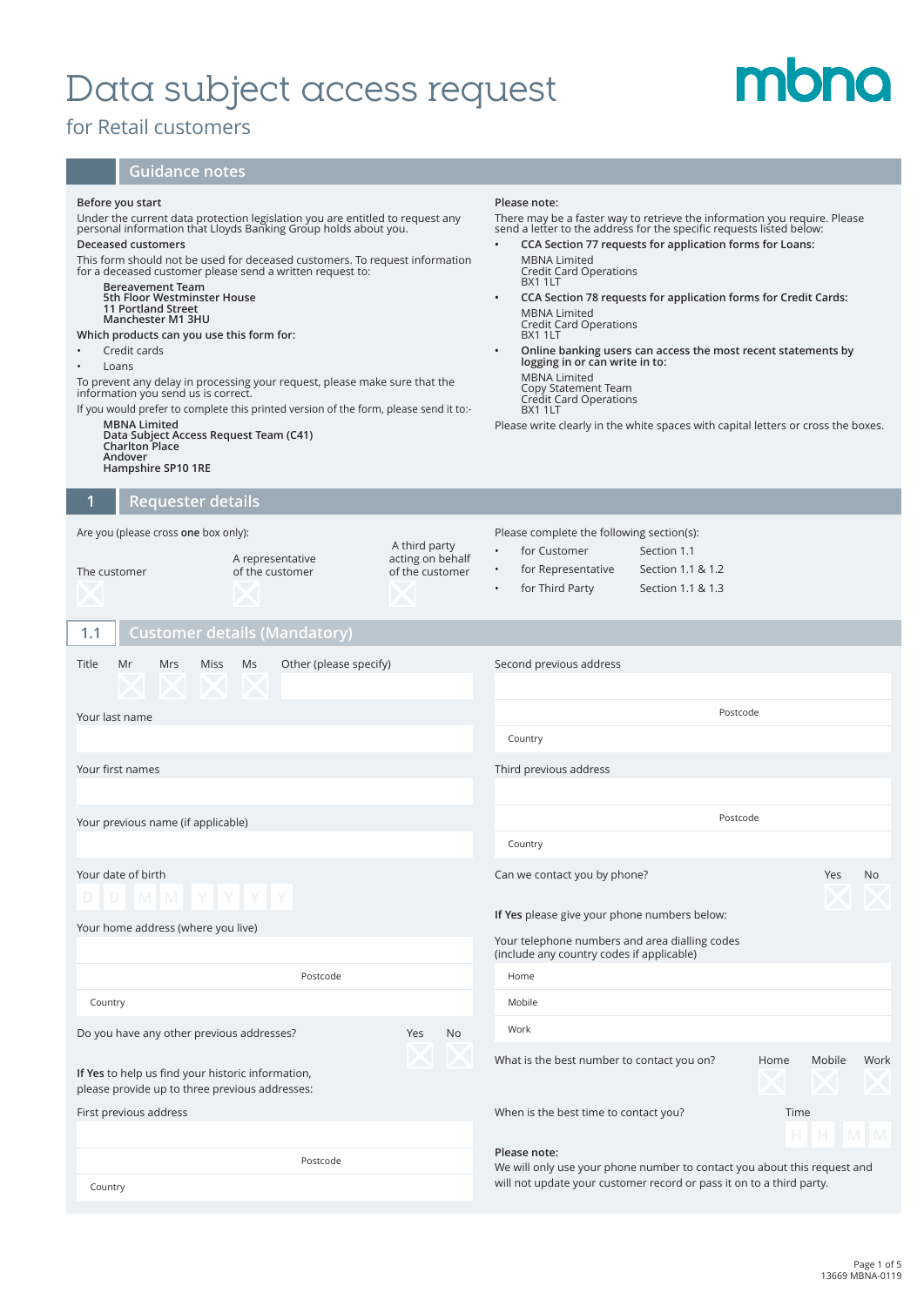# Data subject access request

## for Retail customers

mbna

## Guidance notes

**Before you start**

Under the current data protection legislation you are entitled to request any personal information that Lloyds Banking Group holds about you.

**Deceased customers**

This form should not be used for deceased customers. To request information for a deceased customer please send a written request to:

**Bereavement Team**
**5th Floor Westminster House**
**11 Portland Street**
**Manchester M1 3HU**

**Which products can you use this form for:**

- Credit cards
- Loans

To prevent any delay in processing your request, please make sure that the information you send us is correct.

If you would prefer to complete this printed version of the form, please send it to:-

**MBNA Limited**
**Data Subject Access Request Team (C41)**
**Charlton Place**
**Andover**
**Hampshire SP10 1RE**

**Please note:**

There may be a faster way to retrieve the information you require. Please send a letter to the address for the specific requests listed below:

- **CCA Section 77 requests for application forms for Loans:**
  MBNA Limited
  Credit Card Operations
  BX1 1LT
- **CCA Section 78 requests for application forms for Credit Cards:**
  MBNA Limited
  Credit Card Operations
  BX1 1LT
- **Online banking users can access the most recent statements by logging in or can write in to:**
  MBNA Limited
  Copy Statement Team
  Credit Card Operations
  BX1 1LT

Please write clearly in the white spaces with capital letters or cross the boxes.

## 1 Requester details

Are you (please cross **one** box only):

- The customer ☐
- A representative of the customer ☐
- A third party acting on behalf of the customer ☐

Please complete the following section(s):

- for Customer — Section 1.1
- for Representative — Section 1.1 & 1.2
- for Third Party — Section 1.1 & 1.3

## 1.1 Customer details (Mandatory)

Title: Mr ☐ Mrs ☐ Miss ☐ Ms ☐ Other (please specify) ________

Your last name ________

Your first names ________

Your previous name (if applicable) ________

Your date of birth D D M M Y Y Y Y

Your home address (where you live) ________

Postcode ________

Country ________

Do you have any other previous addresses? Yes ☐ No ☐

**If Yes** to help us find your historic information, please provide up to three previous addresses:

First previous address ________

Postcode ________

Country ________

Second previous address ________

Postcode ________

Country ________

Third previous address ________

Postcode ________

Country ________

Can we contact you by phone? Yes ☐ No ☐

**If Yes** please give your phone numbers below:

Your telephone numbers and area dialling codes (include any country codes if applicable)

Home ________

Mobile ________

Work ________

What is the best number to contact you on? Home ☐ Mobile ☐ Work ☐

When is the best time to contact you? Time H H : M M

**Please note:**
We will only use your phone number to contact you about this request and will not update your customer record or pass it on to a third party.

13669 MBNA-0119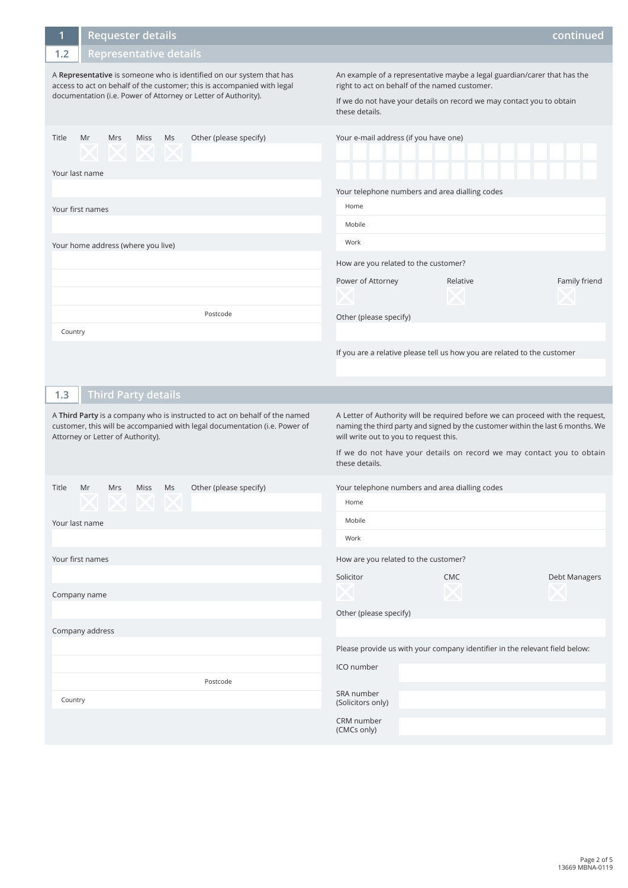## 1 Requester details continued

### 1.2 Representative details

A **Representative** is someone who is identified on our system that has access to act on behalf of the customer; this is accompanied with legal documentation (i.e. Power of Attorney or Letter of Authority).

An example of a representative maybe a legal guardian/carer that has the right to act on behalf of the named customer.

If we do not have your details on record we may contact you to obtain these details.

Title ☐ Mr ☐ Mrs ☐ Miss ☐ Ms Other (please specify)

Your last name

Your first names

Your home address (where you live)

Postcode

Country

Your e-mail address (if you have one)

Your telephone numbers and area dialling codes

Home

Mobile

Work

How are you related to the customer?

☐ Power of Attorney ☐ Relative ☐ Family friend

Other (please specify)

If you are a relative please tell us how you are related to the customer

### 1.3 Third Party details

A **Third Party** is a company who is instructed to act on behalf of the named customer, this will be accompanied with legal documentation (i.e. Power of Attorney or Letter of Authority).

A Letter of Authority will be required before we can proceed with the request, naming the third party and signed by the customer within the last 6 months. We will write out to you to request this.

If we do not have your details on record we may contact you to obtain these details.

Title ☐ Mr ☐ Mrs ☐ Miss ☐ Ms Other (please specify)

Your last name

Your first names

Company name

Company address

Postcode

Country

Your telephone numbers and area dialling codes

Home

Mobile

Work

How are you related to the customer?

☐ Solicitor ☐ CMC ☐ Debt Managers

Other (please specify)

Please provide us with your company identifier in the relevant field below:

ICO number

SRA number (Solicitors only)

CRM number (CMCs only)

13669 MBNA-0119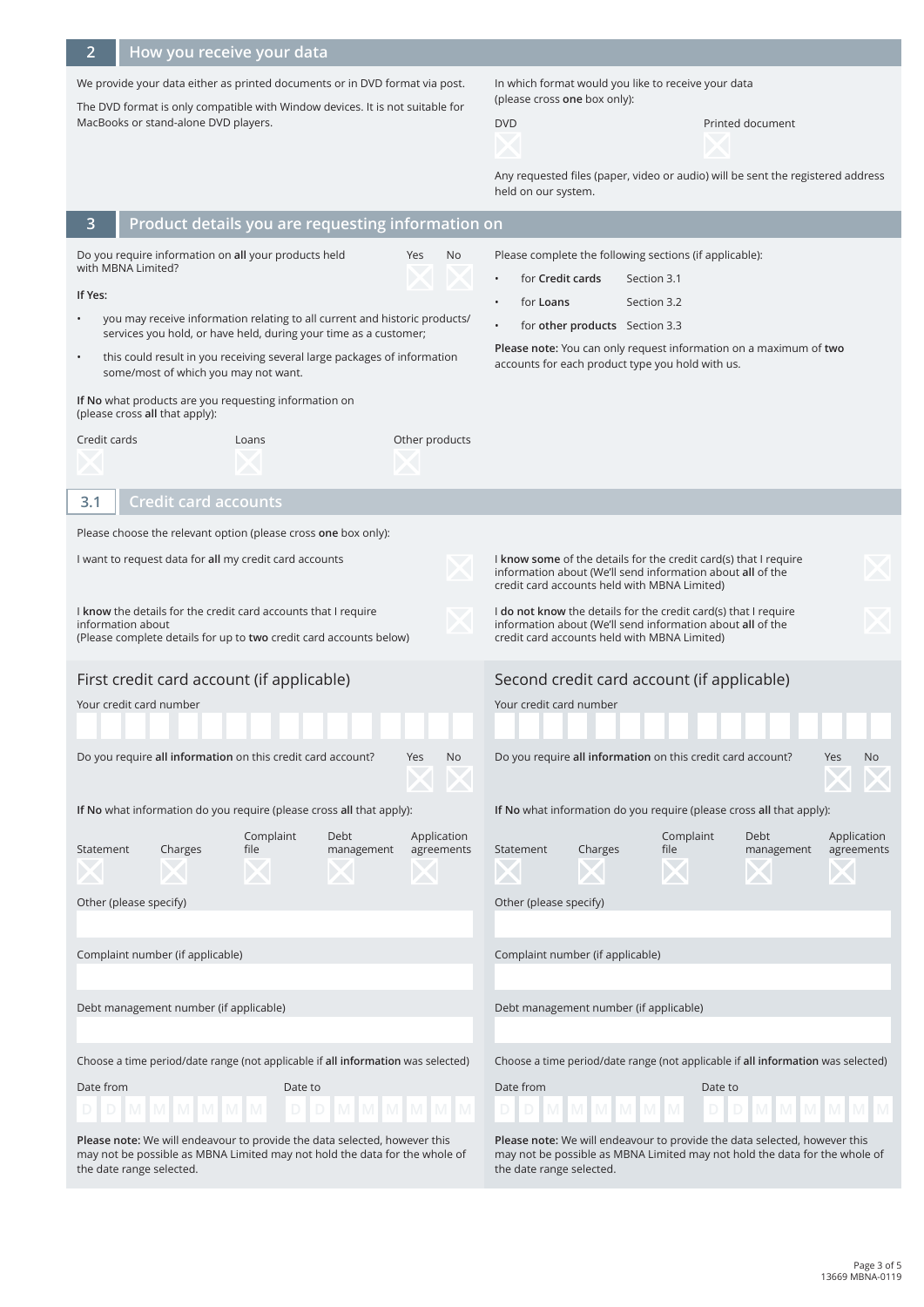## 2 How you receive your data

We provide your data either as printed documents or in DVD format via post.

The DVD format is only compatible with Window devices. It is not suitable for MacBooks or stand-alone DVD players.

In which format would you like to receive your data (please cross **one** box only):

DVD ☐    Printed document ☐

Any requested files (paper, video or audio) will be sent the registered address held on our system.

## 3 Product details you are requesting information on

Do you require information on **all** your products held with MBNA Limited? Yes ☐ No ☐

**If Yes:**

- you may receive information relating to all current and historic products/ services you hold, or have held, during your time as a customer;
- this could result in you receiving several large packages of information some/most of which you may not want.

**If No** what products are you requesting information on (please cross **all** that apply):

Credit cards ☐    Loans ☐    Other products ☐

Please complete the following sections (if applicable):

- for **Credit cards** Section 3.1
- for **Loans** Section 3.2
- for **other products** Section 3.3

**Please note:** You can only request information on a maximum of **two** accounts for each product type you hold with us.

## 3.1 Credit card accounts

Please choose the relevant option (please cross **one** box only):

I want to request data for **all** my credit card accounts ☐

I **know** the details for the credit card accounts that I require information about
(Please complete details for up to **two** credit card accounts below) ☐

I **know some** of the details for the credit card(s) that I require information about (We'll send information about **all** of the credit card accounts held with MBNA Limited) ☐

I **do not know** the details for the credit card(s) that I require information about (We'll send information about **all** of the credit card accounts held with MBNA Limited) ☐

### First credit card account (if applicable)

Your credit card number

Do you require **all information** on this credit card account? Yes ☐ No ☐

**If No** what information do you require (please cross **all** that apply):

Statement ☐    Charges ☐    Complaint file ☐    Debt management ☐    Application agreements ☐

Other (please specify)

Complaint number (if applicable)

Debt management number (if applicable)

Choose a time period/date range (not applicable if **all information** was selected)

Date from D D M M M M M M    Date to D D M M M M M M

**Please note:** We will endeavour to provide the data selected, however this may not be possible as MBNA Limited may not hold the data for the whole of the date range selected.

### Second credit card account (if applicable)

Your credit card number

Do you require **all information** on this credit card account? Yes ☐ No ☐

**If No** what information do you require (please cross **all** that apply):

Statement ☐    Charges ☐    Complaint file ☐    Debt management ☐    Application agreements ☐

Other (please specify)

Complaint number (if applicable)

Debt management number (if applicable)

Choose a time period/date range (not applicable if **all information** was selected)

Date from D D M M M M M M    Date to D D M M M M M M

**Please note:** We will endeavour to provide the data selected, however this may not be possible as MBNA Limited may not hold the data for the whole of the date range selected.

13669 MBNA-0119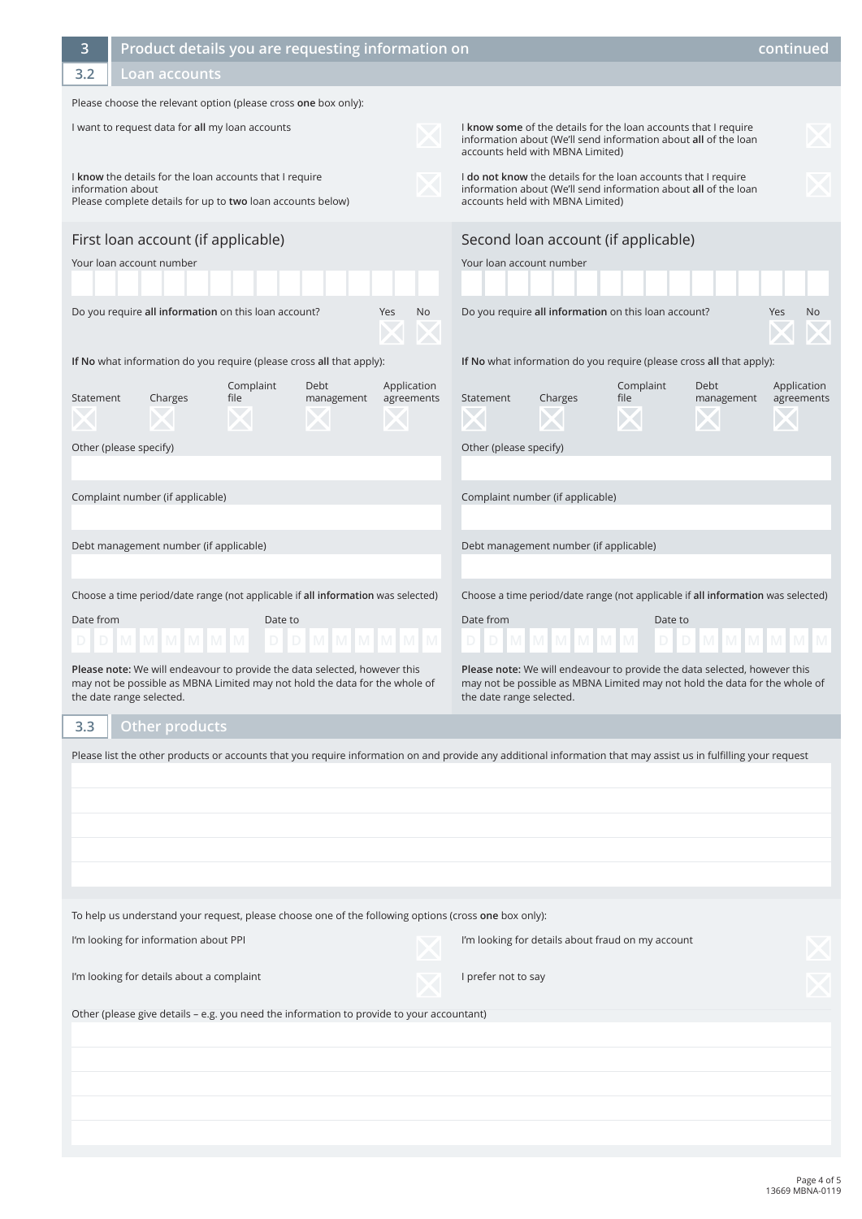## 3 Product details you are requesting information on (continued)

### 3.2 Loan accounts

Please choose the relevant option (please cross **one** box only):

- I want to request data for **all** my loan accounts ☐
- I **know** the details for the loan accounts that I require information about. Please complete details for up to **two** loan accounts below ☐
- I **know some** of the details for the loan accounts that I require information about (We'll send information about **all** of the loan accounts held with MBNA Limited) ☐
- I **do not know** the details for the loan accounts that I require information about (We'll send information about **all** of the loan accounts held with MBNA Limited) ☐

#### First loan account (if applicable)

Your loan account number

Do you require **all information** on this loan account? Yes ☐ No ☐

**If No** what information do you require (please cross **all** that apply):

Statement ☐ Charges ☐ Complaint file ☐ Debt management ☐ Application agreements ☐

Other (please specify)

Complaint number (if applicable)

Debt management number (if applicable)

Choose a time period/date range (not applicable if **all information** was selected)

Date from D D M M M M M M Date to D D M M M M M M

**Please note:** We will endeavour to provide the data selected, however this may not be possible as MBNA Limited may not hold the data for the whole of the date range selected.

#### Second loan account (if applicable)

Your loan account number

Do you require **all information** on this loan account? Yes ☐ No ☐

**If No** what information do you require (please cross **all** that apply):

Statement ☐ Charges ☐ Complaint file ☐ Debt management ☐ Application agreements ☐

Other (please specify)

Complaint number (if applicable)

Debt management number (if applicable)

Choose a time period/date range (not applicable if **all information** was selected)

Date from D D M M M M M M Date to D D M M M M M M

**Please note:** We will endeavour to provide the data selected, however this may not be possible as MBNA Limited may not hold the data for the whole of the date range selected.

### 3.3 Other products

Please list the other products or accounts that you require information on and provide any additional information that may assist us in fulfilling your request

To help us understand your request, please choose one of the following options (cross **one** box only):

- I'm looking for information about PPI ☐
- I'm looking for details about a complaint ☐
- I'm looking for details about fraud on my account ☐
- I prefer not to say ☐

Other (please give details – e.g. you need the information to provide to your accountant)

13669 MBNA-0119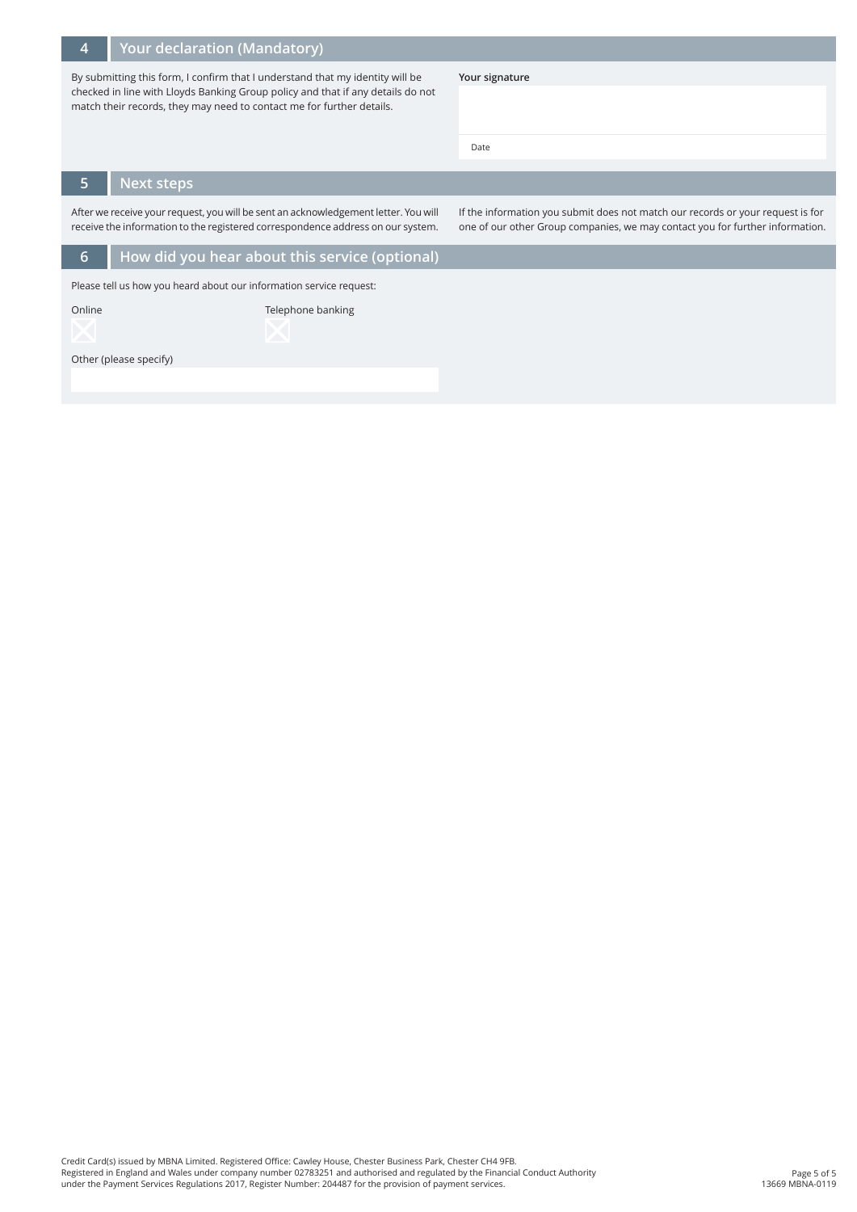## 4 Your declaration (Mandatory)

By submitting this form, I confirm that I understand that my identity will be checked in line with Lloyds Banking Group policy and that if any details do not match their records, they may need to contact me for further details.

**Your signature**

Date

## 5 Next steps

After we receive your request, you will be sent an acknowledgement letter. You will receive the information to the registered correspondence address on our system.

If the information you submit does not match our records or your request is for one of our other Group companies, we may contact you for further information.

## 6 How did you hear about this service (optional)

Please tell us how you heard about our information service request:

Online ☐

Telephone banking ☐

Other (please specify)

Credit Card(s) issued by MBNA Limited. Registered Office: Cawley House, Chester Business Park, Chester CH4 9FB.
Registered in England and Wales under company number 02783251 and authorised and regulated by the Financial Conduct Authority under the Payment Services Regulations 2017, Register Number: 204487 for the provision of payment services.

13669 MBNA-0119